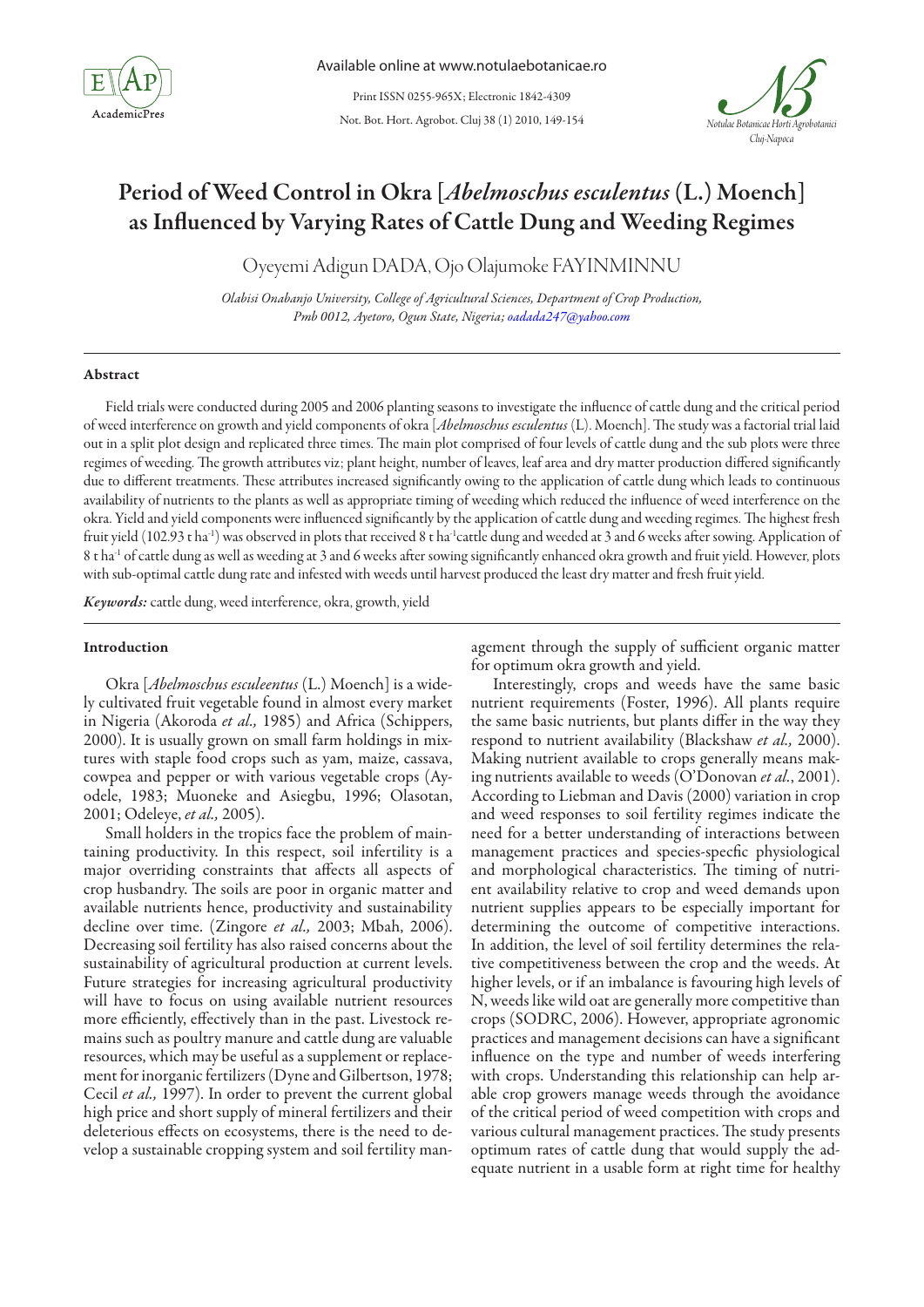# Period of Weed Control in Okra [*Abelmoschus esculentus* (L.) Moench] as Influenced by Varying Rates of Cattle Dung and Weeding Regimes

Oyeyemi Adigun DADA, Ojo Olajumoke FAYINMINNU

*Olabisi Onabanjo University, College of Agricultural Sciences, Department of Crop Production, Pmb 0012, Ayetoro, Ogun State, Nigeria; oadada247@yahoo.com*

## Abstract

Field trials were conducted during 2005 and 2006 planting seasons to investigate the influence of cattle dung and the critical period of weed interference on growth and yield components of okra [*Abelmoschus esculentus* (L). Moench]. The study was a factorial trial laid out in a split plot design and replicated three times. The main plot comprised of four levels of cattle dung and the sub plots were three regimes of weeding. The growth attributes viz; plant height, number of leaves, leaf area and dry matter production differed significantly due to different treatments. These attributes increased significantly owing to the application of cattle dung which leads to continuous availability of nutrients to the plants as well as appropriate timing of weeding which reduced the influence of weed interference on the okra. Yield and yield components were influenced significantly by the application of cattle dung and weeding regimes. The highest fresh fruit yield (102.93 t ha$^{-1}$) was observed in plots that received 8 t ha$^{-1}$ cattle dung and weeded at 3 and 6 weeks after sowing. Application of 8 t ha$^{-1}$ of cattle dung as well as weeding at 3 and 6 weeks after sowing significantly enhanced okra growth and fruit yield. However, plots with sub-optimal cattle dung rate and infested with weeds until harvest produced the least dry matter and fresh fruit yield.

***Keywords:*** cattle dung, weed interference, okra, growth, yield

## Introduction

Okra [*Abelmoschus esculeentus* (L.) Moench] is a widely cultivated fruit vegetable found in almost every market in Nigeria (Akoroda *et al.,* 1985) and Africa (Schippers, 2000). It is usually grown on small farm holdings in mixtures with staple food crops such as yam, maize, cassava, cowpea and pepper or with various vegetable crops (Ayodele, 1983; Muoneke and Asiegbu, 1996; Olasotan, 2001; Odeleye, *et al.,* 2005).

Small holders in the tropics face the problem of maintaining productivity. In this respect, soil infertility is a major overriding constraints that affects all aspects of crop husbandry. The soils are poor in organic matter and available nutrients hence, productivity and sustainability decline over time. (Zingore *et al.,* 2003; Mbah, 2006). Decreasing soil fertility has also raised concerns about the sustainability of agricultural production at current levels. Future strategies for increasing agricultural productivity will have to focus on using available nutrient resources more efficiently, effectively than in the past. Livestock remains such as poultry manure and cattle dung are valuable resources, which may be useful as a supplement or replacement for inorganic fertilizers (Dyne and Gilbertson, 1978; Cecil *et al.,* 1997). In order to prevent the current global high price and short supply of mineral fertilizers and their deleterious effects on ecosystems, there is the need to develop a sustainable cropping system and soil fertility management through the supply of sufficient organic matter for optimum okra growth and yield.

Interestingly, crops and weeds have the same basic nutrient requirements (Foster, 1996). All plants require the same basic nutrients, but plants differ in the way they respond to nutrient availability (Blackshaw *et al.,* 2000). Making nutrient available to crops generally means making nutrients available to weeds (O'Donovan *et al.*, 2001). According to Liebman and Davis (2000) variation in crop and weed responses to soil fertility regimes indicate the need for a better understanding of interactions between management practices and species-spefic physiological and morphological characteristics. The timing of nutrient availability relative to crop and weed demands upon nutrient supplies appears to be especially important for determining the outcome of competitive interactions. In addition, the level of soil fertility determines the relative competitiveness between the crop and the weeds. At higher levels, or if an imbalance is favouring high levels of N, weeds like wild oat are generally more competitive than crops (SODRC, 2006). However, appropriate agronomic practices and management decisions can have a significant influence on the type and number of weeds interfering with crops. Understanding this relationship can help arable crop growers manage weeds through the avoidance of the critical period of weed competition with crops and various cultural management practices. The study presents optimum rates of cattle dung that would supply the adequate nutrient in a usable form at right time for healthy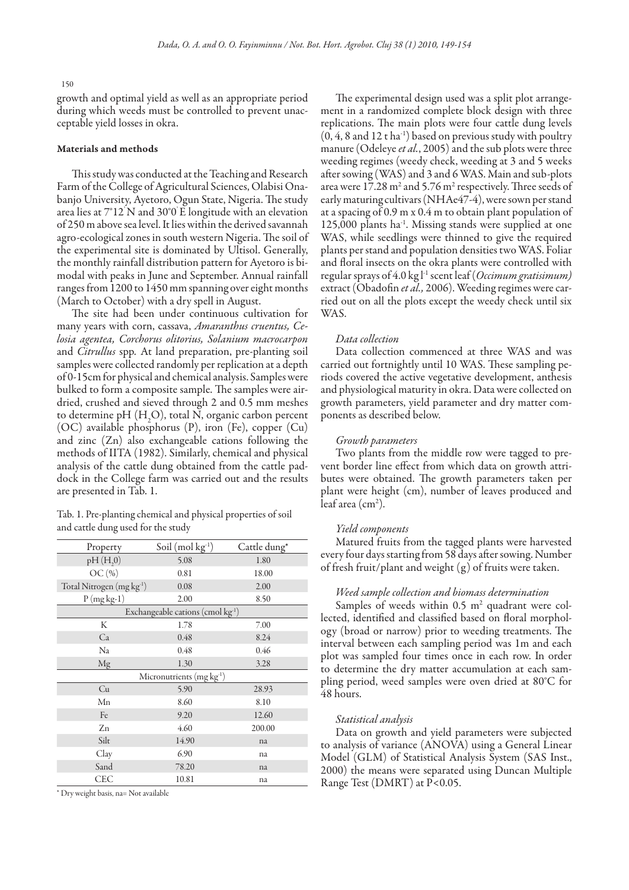growth and optimal yield as well as an appropriate period during which weeds must be controlled to prevent unacceptable yield losses in okra.

## Materials and methods

This study was conducted at the Teaching and Research Farm of the College of Agricultural Sciences, Olabisi Onabanjo University, Ayetoro, Ogun State, Nigeria. The study area lies at 7°12' N and 30°0' E longitude with an elevation of 250 m above sea level. It lies within the derived savannah agro-ecological zones in south western Nigeria. The soil of the experimental site is dominated by Ultisol. Generally, the monthly rainfall distribution pattern for Ayetoro is bimodal with peaks in June and September. Annual rainfall ranges from 1200 to 1450 mm spanning over eight months (March to October) with a dry spell in August.

The site had been under continuous cultivation for many years with corn, cassava, *Amaranthus cruentus, Celosia agentea, Corchorus olitorius, Solanium macrocarpon* and *Citrullus* spp. At land preparation, pre-planting soil samples were collected randomly per replication at a depth of 0-15cm for physical and chemical analysis. Samples were bulked to form a composite sample. The samples were air-dried, crushed and sieved through 2 and 0.5 mm meshes to determine pH ($H_2O$), total N, organic carbon percent (OC) available phosphorus (P), iron (Fe), copper (Cu) and zinc (Zn) also exchangeable cations following the methods of IITA (1982). Similarly, chemical and physical analysis of the cattle dung obtained from the cattle paddock in the College farm was carried out and the results are presented in Tab. 1.

Tab. 1. Pre-planting chemical and physical properties of soil and cattle dung used for the study

| Property | Soil (mol kg$^{-1}$) | Cattle dung* |
|---|---|---|
| pH ($H_20$) | 5.08 | 1.80 |
| OC (%) | 0.81 | 18.00 |
| Total Nitrogen (mg kg$^{-1}$) | 0.08 | 2.00 |
| P (mg kg-1) | 2.00 | 8.50 |
| Exchangeable cations (cmol kg$^{-1}$) | | |
| K | 1.78 | 7.00 |
| Ca | 0.48 | 8.24 |
| Na | 0.48 | 0.46 |
| Mg | 1.30 | 3.28 |
| Micronutrients (mg kg$^{-1}$) | | |
| Cu | 5.90 | 28.93 |
| Mn | 8.60 | 8.10 |
| Fe | 9.20 | 12.60 |
| Zn | 4.60 | 200.00 |
| Silt | 14.90 | na |
| Clay | 6.90 | na |
| Sand | 78.20 | na |
| CEC | 10.81 | na |

\* Dry weight basis, na= Not available

The experimental design used was a split plot arrangement in a randomized complete block design with three replications. The main plots were four cattle dung levels (0, 4, 8 and 12 t ha$^{-1}$) based on previous study with poultry manure (Odeleye *et al.*, 2005) and the sub plots were three weeding regimes (weedy check, weeding at 3 and 5 weeks after sowing (WAS) and 3 and 6 WAS. Main and sub-plots area were 17.28 m$^2$ and 5.76 m$^2$ respectively. Three seeds of early maturing cultivars (NHAe47-4), were sown per stand at a spacing of 0.9 m x 0.4 m to obtain plant population of 125,000 plants ha$^{-1}$. Missing stands were supplied at one WAS, while seedlings were thinned to give the required plants per stand and population densities two WAS. Foliar and floral insects on the okra plants were controlled with regular sprays of 4.0 kg l$^{-1}$ scent leaf (*Occimum gratisimum)* extract (Obadofin *et al.,* 2006). Weeding regimes were carried out on all the plots except the weedy check until six WAS.

### *Data collection*

Data collection commenced at three WAS and was carried out fortnightly until 10 WAS. These sampling periods covered the active vegetative development, anthesis and physiological maturity in okra. Data were collected on growth parameters, yield parameter and dry matter components as described below.

### *Growth parameters*

Two plants from the middle row were tagged to prevent border line effect from which data on growth attributes were obtained. The growth parameters taken per plant were height (cm), number of leaves produced and leaf area (cm$^2$).

### *Yield components*

Matured fruits from the tagged plants were harvested every four days starting from 58 days after sowing. Number of fresh fruit/plant and weight (g) of fruits were taken.

### *Weed sample collection and biomass determination*

Samples of weeds within 0.5 m$^2$ quadrant were collected, identified and classified based on floral morphology (broad or narrow) prior to weeding treatments. The interval between each sampling period was 1m and each plot was sampled four times once in each row. In order to determine the dry matter accumulation at each sampling period, weed samples were oven dried at 80°C for 48 hours.

### *Statistical analysis*

Data on growth and yield parameters were subjected to analysis of variance (ANOVA) using a General Linear Model (GLM) of Statistical Analysis System (SAS Inst., 2000) the means were separated using Duncan Multiple Range Test (DMRT) at $P<0.05$.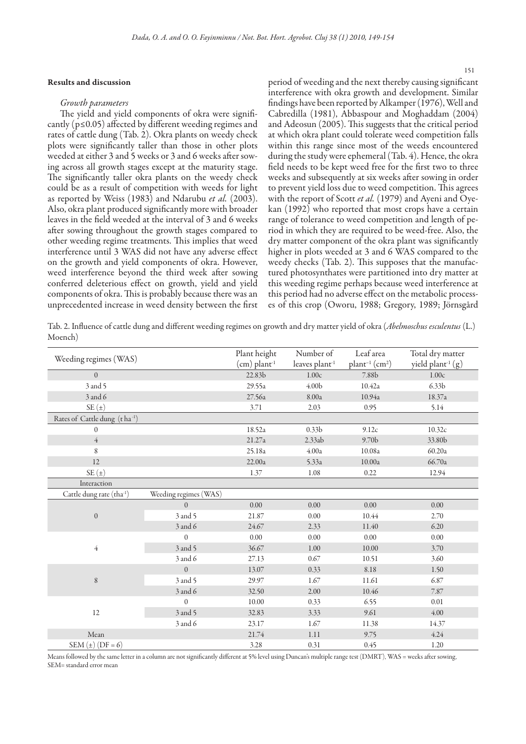## Results and discussion

### *Growth parameters*

The yield and yield components of okra were significantly ($p \leq 0.05$) affected by different weeding regimes and rates of cattle dung (Tab. 2). Okra plants on weedy check plots were significantly taller than those in other plots weeded at either 3 and 5 weeks or 3 and 6 weeks after sowing across all growth stages except at the maturity stage. The significantly taller okra plants on the weedy check could be as a result of competition with weeds for light as reported by Weiss (1983) and Ndarubu *et al.* (2003). Also, okra plant produced significantly more with broader leaves in the field weeded at the interval of 3 and 6 weeks after sowing throughout the growth stages compared to other weeding regime treatments. This implies that weed interference until 3 WAS did not have any adverse effect on the growth and yield components of okra. However, weed interference beyond the third week after sowing conferred deleterious effect on growth, yield and yield components of okra. This is probably because there was an unprecedented increase in weed density between the first period of weeding and the next thereby causing significant interference with okra growth and development. Similar findings have been reported by Alkamper (1976), Well and Cabredilla (1981), Abbaspour and Moghaddam (2004) and Adeosun (2005). This suggests that the critical period at which okra plant could tolerate weed competition falls within this range since most of the weeds encountered during the study were ephemeral (Tab. 4). Hence, the okra field needs to be kept weed free for the first two to three weeks and subsequently at six weeks after sowing in order to prevent yield loss due to weed competition. This agrees with the report of Scott *et al.* (1979) and Ayeni and Oyekan (1992) who reported that most crops have a certain range of tolerance to weed competition and length of period in which they are required to be weed-free. Also, the dry matter component of the okra plant was significantly higher in plots weeded at 3 and 6 WAS compared to the weedy checks (Tab. 2). This supposes that the manufactured photosynthates were partitioned into dry matter at this weeding regime perhaps because weed interference at this period had no adverse effect on the metabolic processes of this crop (Oworu, 1988; Gregory, 1989; Jörnsgård

Tab. 2. Influence of cattle dung and different weeding regimes on growth and dry matter yield of okra (*Abelmoschus esculentus* (L.) Moench)

| Weeding regimes (WAS) | | Plant height (cm) plant$^{-1}$ | Number of leaves plant$^{-1}$ | Leaf area plant$^{-1}$ (cm$^2$) | Total dry matter yield plant$^{-1}$ (g) |
|---|---|---|---|---|---|
| 0 | | 22.83b | 1.00c | 7.88b | 1.00c |
| 3 and 5 | | 29.55a | 4.00b | 10.42a | 6.33b |
| 3 and 6 | | 27.56a | 8.00a | 10.94a | 18.37a |
| SE (±) | | 3.71 | 2.03 | 0.95 | 5.14 |
| Rates of Cattle dung (t ha$^{-1}$) | | | | | |
| 0 | | 18.52a | 0.33b | 9.12c | 10.32c |
| 4 | | 21.27a | 2.33ab | 9.70b | 33.80b |
| 8 | | 25.18a | 4.00a | 10.08a | 60.20a |
| 12 | | 22.00a | 5.33a | 10.00a | 66.70a |
| SE (±) | | 1.37 | 1.08 | 0.22 | 12.94 |
| Interaction | | | | | |
| Cattle dung rate (tha$^{-1}$) | Weeding regimes (WAS) | | | | |
| 0 | 0 | 0.00 | 0.00 | 0.00 | 0.00 |
| | 3 and 5 | 21.87 | 0.00 | 10.44 | 2.70 |
| | 3 and 6 | 24.67 | 2.33 | 11.40 | 6.20 |
| 4 | 0 | 0.00 | 0.00 | 0.00 | 0.00 |
| | 3 and 5 | 36.67 | 1.00 | 10.00 | 3.70 |
| | 3 and 6 | 27.13 | 0.67 | 10.51 | 3.60 |
| 8 | 0 | 13.07 | 0.33 | 8.18 | 1.50 |
| | 3 and 5 | 29.97 | 1.67 | 11.61 | 6.87 |
| | 3 and 6 | 32.50 | 2.00 | 10.46 | 7.87 |
| 12 | 0 | 10.00 | 0.33 | 6.55 | 0.01 |
| | 3 and 5 | 32.83 | 3.33 | 9.61 | 4.00 |
| | 3 and 6 | 23.17 | 1.67 | 11.38 | 14.37 |
| Mean | | 21.74 | 1.11 | 9.75 | 4.24 |
| SEM (±) (DF = 6) | | 3.28 | 0.31 | 0.45 | 1.20 |

Means followed by the same letter in a column are not significantly different at 5% level using Duncan's multiple range test (DMRT), WAS = weeks after sowing, SEM= standard error mean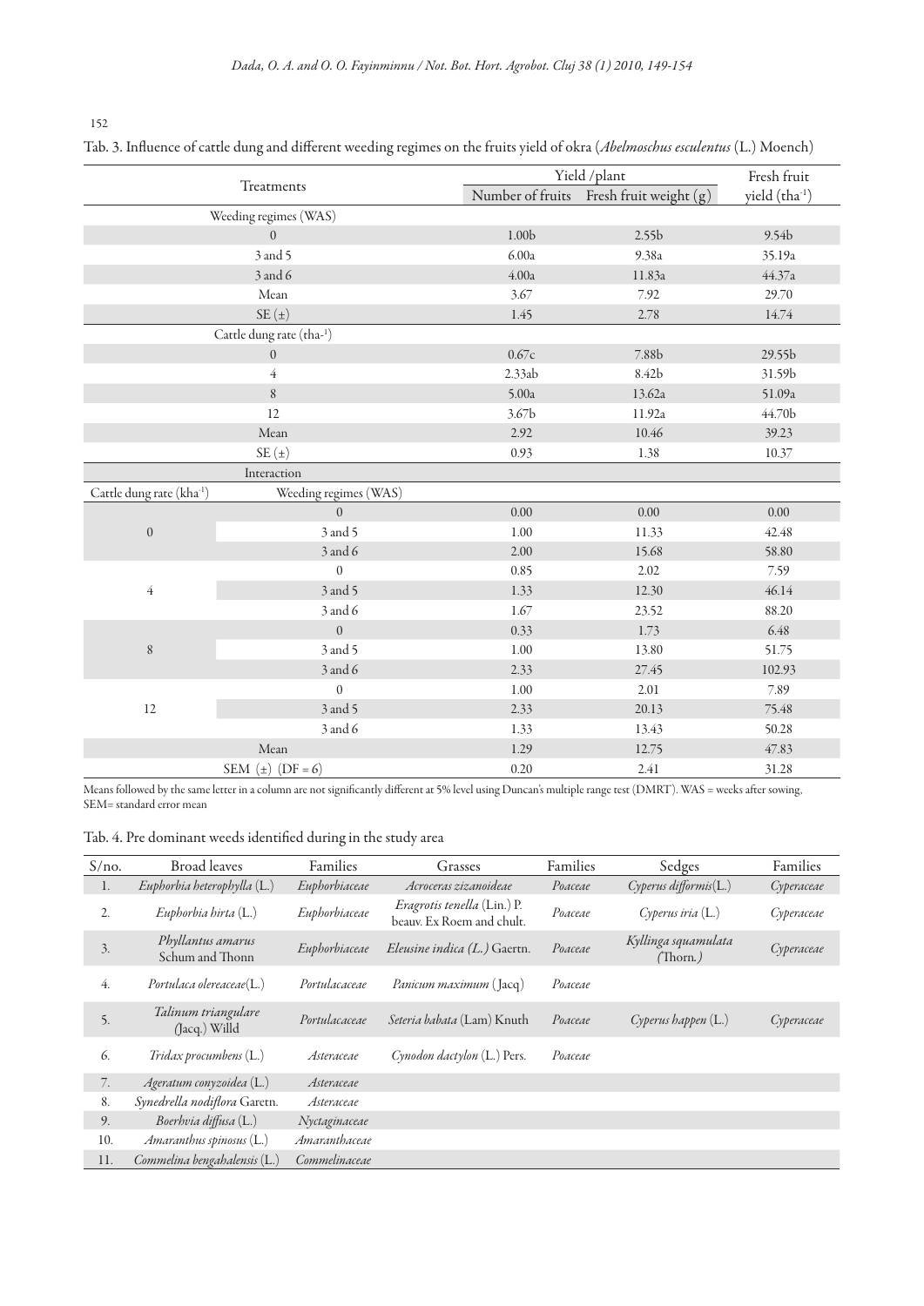Tab. 3. Influence of cattle dung and different weeding regimes on the fruits yield of okra (*Abelmoschus esculentus* (L.) Moench)

| Treatments | | Yield /plant | | Fresh fruit |
|---|---|---|---|---|
| | | Number of fruits | Fresh fruit weight (g) | yield (tha$^{-1}$) |
| Weeding regimes (WAS) | | | | |
| 0 | | 1.00b | 2.55b | 9.54b |
| 3 and 5 | | 6.00a | 9.38a | 35.19a |
| 3 and 6 | | 4.00a | 11.83a | 44.37a |
| Mean | | 3.67 | 7.92 | 29.70 |
| SE (±) | | 1.45 | 2.78 | 14.74 |
| Cattle dung rate (tha$^{-1}$) | | | | |
| 0 | | 0.67c | 7.88b | 29.55b |
| 4 | | 2.33ab | 8.42b | 31.59b |
| 8 | | 5.00a | 13.62a | 51.09a |
| 12 | | 3.67b | 11.92a | 44.70b |
| Mean | | 2.92 | 10.46 | 39.23 |
| SE (±) | | 0.93 | 1.38 | 10.37 |
| Interaction | | | | |
| Cattle dung rate (kha$^{-1}$) | Weeding regimes (WAS) | | | |
| 0 | 0 | 0.00 | 0.00 | 0.00 |
| | 3 and 5 | 1.00 | 11.33 | 42.48 |
| | 3 and 6 | 2.00 | 15.68 | 58.80 |
| 4 | 0 | 0.85 | 2.02 | 7.59 |
| | 3 and 5 | 1.33 | 12.30 | 46.14 |
| | 3 and 6 | 1.67 | 23.52 | 88.20 |
| 8 | 0 | 0.33 | 1.73 | 6.48 |
| | 3 and 5 | 1.00 | 13.80 | 51.75 |
| | 3 and 6 | 2.33 | 27.45 | 102.93 |
| 12 | 0 | 1.00 | 2.01 | 7.89 |
| | 3 and 5 | 2.33 | 20.13 | 75.48 |
| | 3 and 6 | 1.33 | 13.43 | 50.28 |
| Mean | | 1.29 | 12.75 | 47.83 |
| SEM (±) (DF = 6) | | 0.20 | 2.41 | 31.28 |

Means followed by the same letter in a column are not significantly different at 5% level using Duncan's multiple range test (DMRT). WAS = weeks after sowing, SEM= standard error mean

Tab. 4. Pre dominant weeds identified during in the study area

| S/no. | Broad leaves | Families | Grasses | Families | Sedges | Families |
|---|---|---|---|---|---|---|
| 1. | *Euphorbia heterophylla* (L.) | *Euphorbiaceae* | *Acroceras zizanoideae* | *Poaceae* | *Cyperus difformis*(L.) | *Cyperaceae* |
| 2. | *Euphorbia hirta* (L.) | *Euphorbiaceae* | *Eragrotis tenella* (Lin.) P. beauv. Ex Roem and chult. | *Poaceae* | *Cyperus iria* (L.) | *Cyperaceae* |
| 3. | *Phyllantus amarus* Schum and Thonn | *Euphorbiaceae* | *Eleusine indica (L.)* Gaertn. | *Poaceae* | *Kyllinga squamulata (*Thorn.*)* | *Cyperaceae* |
| 4. | *Portulaca olereaceae*(L.) | *Portulacaceae* | *Panicum maximum* (Jacq) | *Poaceae* | | |
| 5. | *Talinum triangulare* (Jacq.) Willd | *Portulacaceae* | *Seteria babata* (Lam) Knuth | *Poaceae* | *Cyperus happen* (L.) | *Cyperaceae* |
| 6. | *Tridax procumbens* (L.) | *Asteraceae* | *Cynodon dactylon* (L.) Pers. | *Poaceae* | | |
| 7. | *Ageratum conyzoidea* (L.) | *Asteraceae* | | | | |
| 8. | *Synedrella nodiflora* Garetn. | *Asteraceae* | | | | |
| 9. | *Boerhvia diffusa* (L.) | *Nyctaginaceae* | | | | |
| 10. | *Amaranthus spinosus* (L.) | *Amaranthaceae* | | | | |
| 11. | *Commelina bengahalensis* (L.) | *Commelinaceae* | | | | |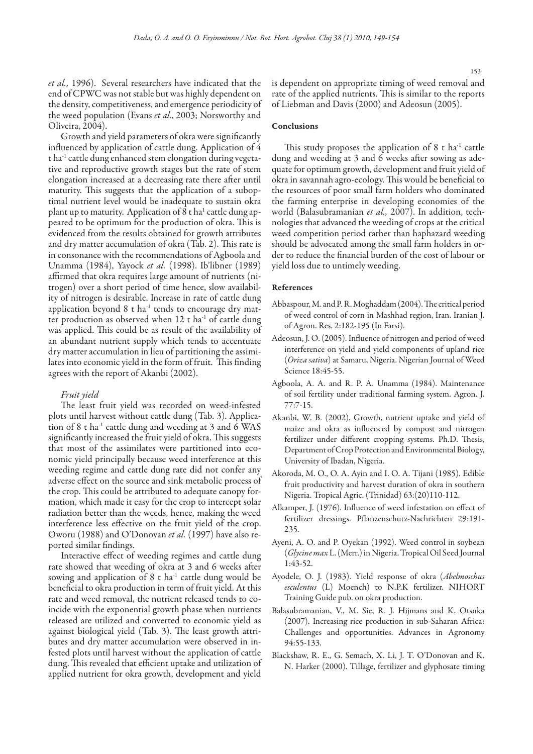*et al.,* 1996). Several researchers have indicated that the end of CPWC was not stable but was highly dependent on the density, competitiveness, and emergence periodicity of the weed population (Evans *et al*., 2003; Norsworthy and Oliveira, 2004).

Growth and yield parameters of okra were significantly influenced by application of cattle dung. Application of 4 t ha$^{-1}$ cattle dung enhanced stem elongation during vegetative and reproductive growth stages but the rate of stem elongation increased at a decreasing rate there after until maturity. This suggests that the application of a suboptimal nutrient level would be inadequate to sustain okra plant up to maturity. Application of 8 t ha$^{1}$ cattle dung appeared to be optimum for the production of okra. This is evidenced from the results obtained for growth attributes and dry matter accumulation of okra (Tab. 2). This rate is in consonance with the recommendations of Agboola and Unamma (1984), Yayock *et al.* (1998). Ib'libner (1989) affirmed that okra requires large amount of nutrients (nitrogen) over a short period of time hence, slow availability of nitrogen is desirable. Increase in rate of cattle dung application beyond 8 t ha$^{-1}$ tends to encourage dry matter production as observed when 12 t ha$^{-1}$ of cattle dung was applied. This could be as result of the availability of an abundant nutrient supply which tends to accentuate dry matter accumulation in lieu of partitioning the assimilates into economic yield in the form of fruit. This finding agrees with the report of Akanbi (2002).

### *Fruit yield*

The least fruit yield was recorded on weed-infested plots until harvest without cattle dung (Tab. 3). Application of 8 t ha$^{-1}$ cattle dung and weeding at 3 and 6 WAS significantly increased the fruit yield of okra. This suggests that most of the assimilates were partitioned into economic yield principally because weed interference at this weeding regime and cattle dung rate did not confer any adverse effect on the source and sink metabolic process of the crop. This could be attributed to adequate canopy formation, which made it easy for the crop to intercept solar radiation better than the weeds, hence, making the weed interference less effective on the fruit yield of the crop. Oworu (1988) and O'Donovan *et al.* (1997) have also reported similar findings.

Interactive effect of weeding regimes and cattle dung rate showed that weeding of okra at 3 and 6 weeks after sowing and application of 8 t ha$^{-1}$ cattle dung would be beneficial to okra production in term of fruit yield. At this rate and weed removal, the nutrient released tends to coincide with the exponential growth phase when nutrients released are utilized and converted to economic yield as against biological yield (Tab. 3). The least growth attributes and dry matter accumulation were observed in infested plots until harvest without the application of cattle dung. This revealed that efficient uptake and utilization of applied nutrient for okra growth, development and yield is dependent on appropriate timing of weed removal and rate of the applied nutrients. This is similar to the reports of Liebman and Davis (2000) and Adeosun (2005).

## Conclusions

This study proposes the application of 8 t ha$^{-1}$ cattle dung and weeding at 3 and 6 weeks after sowing as adequate for optimum growth, development and fruit yield of okra in savannah agro-ecology. This would be beneficial to the resources of poor small farm holders who dominated the farming enterprise in developing economies of the world (Balasubramanian *et al.,* 2007). In addition, technologies that advanced the weeding of crops at the critical weed competition period rather than haphazard weeding should be advocated among the small farm holders in order to reduce the financial burden of the cost of labour or yield loss due to untimely weeding.

## References

Abbaspour, M. and P. R. Moghaddam (2004). The critical period of weed control of corn in Mashhad region, Iran. Iranian J. of Agron. Res. 2:182-195 (In Farsi).

Adeosun, J. O. (2005). Influence of nitrogen and period of weed interference on yield and yield components of upland rice (*Oriza sativa*) at Samaru, Nigeria. Nigerian Journal of Weed Science 18:45-55.

Agboola, A. A. and R. P. A. Unamma (1984). Maintenance of soil fertility under traditional farming system. Agron. J. 77:7-15.

Akanbi, W. B. (2002). Growth, nutrient uptake and yield of maize and okra as influenced by compost and nitrogen fertilizer under different cropping systems. Ph.D. Thesis, Department of Crop Protection and Environmental Biology, University of Ibadan, Nigeria.

Akoroda, M. O., O. A. Ayin and I. O. A. Tijani (1985). Edible fruit productivity and harvest duration of okra in southern Nigeria. Tropical Agric. (Trinidad) 63:(20)110-112.

Alkamper, J. (1976). Influence of weed infestation on effect of fertilizer dressings. Pflanzenschutz-Nachrichten 29:191-235.

Ayeni, A. O. and P. Oyekan (1992). Weed control in soybean (*Glycine max* L. (Merr.) in Nigeria. Tropical Oil Seed Journal 1:43-52.

Ayodele, O. J. (1983). Yield response of okra (*Abelmoschus esculentus* (L) Moench) to N.P.K fertilizer. NIHORT Training Guide pub. on okra production.

Balasubramanian, V., M. Sie, R. J. Hijmans and K. Otsuka (2007). Increasing rice production in sub-Saharan Africa: Challenges and opportunities. Advances in Agronomy 94:55-133.

Blackshaw, R. E., G. Semach, X. Li, J. T. O'Donovan and K. N. Harker (2000). Tillage, fertilizer and glyphosate timing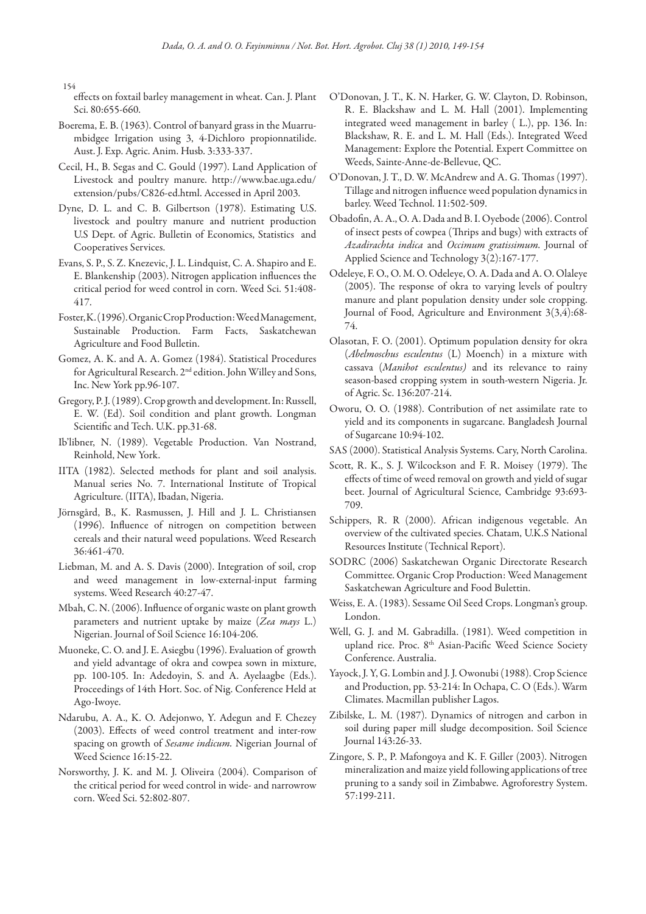effects on foxtail barley management in wheat. Can. J. Plant Sci. 80:655-660.

Boerema, E. B. (1963). Control of banyard grass in the Muarrumbidgee Irrigation using 3, 4-Dichloro propionnatilide. Aust. J. Exp. Agric. Anim. Husb. 3:333-337.

Cecil, H., B. Segas and C. Gould (1997). Land Application of Livestock and poultry manure. http://www.bae.uga.edu/extension/pubs/C826-ed.html. Accessed in April 2003.

Dyne, D. L. and C. B. Gilbertson (1978). Estimating U.S. livestock and poultry manure and nutrient production U.S Dept. of Agric. Bulletin of Economics, Statistics and Cooperatives Services.

Evans, S. P., S. Z. Knezevic, J. L. Lindquist, C. A. Shapiro and E. E. Blankenship (2003). Nitrogen application influences the critical period for weed control in corn. Weed Sci. 51:408-417.

Foster, K. (1996). Organic Crop Production: Weed Management, Sustainable Production. Farm Facts, Saskatchewan Agriculture and Food Bulletin.

Gomez, A. K. and A. A. Gomez (1984). Statistical Procedures for Agricultural Research. 2nd edition. John Willey and Sons, Inc. New York pp.96-107.

Gregory, P. J. (1989). Crop growth and development. In: Russell, E. W. (Ed). Soil condition and plant growth. Longman Scientific and Tech. U.K. pp.31-68.

Ib'libner, N. (1989). Vegetable Production. Van Nostrand, Reinhold, New York.

IITA (1982). Selected methods for plant and soil analysis. Manual series No. 7. International Institute of Tropical Agriculture. (IITA), Ibadan, Nigeria.

Jörnsgård, B., K. Rasmussen, J. Hill and J. L. Christiansen (1996). Influence of nitrogen on competition between cereals and their natural weed populations. Weed Research 36:461-470.

Liebman, M. and A. S. Davis (2000). Integration of soil, crop and weed management in low-external-input farming systems. Weed Research 40:27-47.

Mbah, C. N. (2006). Influence of organic waste on plant growth parameters and nutrient uptake by maize (*Zea mays* L.) Nigerian. Journal of Soil Science 16:104-206.

Muoneke, C. O. and J. E. Asiegbu (1996). Evaluation of growth and yield advantage of okra and cowpea sown in mixture, pp. 100-105. In: Adedoyin, S. and A. Ayelaagbe (Eds.). Proceedings of 14th Hort. Soc. of Nig. Conference Held at Ago-Iwoye.

Ndarubu, A. A., K. O. Adejonwo, Y. Adegun and F. Chezey (2003). Effects of weed control treatment and inter-row spacing on growth of *Sesame indicum*. Nigerian Journal of Weed Science 16:15-22.

Norsworthy, J. K. and M. J. Oliveira (2004). Comparison of the critical period for weed control in wide- and narrowrow corn. Weed Sci. 52:802-807.

O'Donovan, J. T., K. N. Harker, G. W. Clayton, D. Robinson, R. E. Blackshaw and L. M. Hall (2001). Implementing integrated weed management in barley ( L.), pp. 136. In: Blackshaw, R. E. and L. M. Hall (Eds.). Integrated Weed Management: Explore the Potential. Expert Committee on Weeds, Sainte-Anne-de-Bellevue, QC.

O'Donovan, J. T., D. W. McAndrew and A. G. Thomas (1997). Tillage and nitrogen influence weed population dynamics in barley. Weed Technol. 11:502-509.

Obadofin, A. A., O. A. Dada and B. I. Oyebode (2006). Control of insect pests of cowpea (Thrips and bugs) with extracts of *Azadirachta indica* and *Occimum gratissimum*. Journal of Applied Science and Technology 3(2):167-177.

Odeleye, F. O., O. M. O. Odeleye, O. A. Dada and A. O. Olaleye (2005). The response of okra to varying levels of poultry manure and plant population density under sole cropping. Journal of Food, Agriculture and Environment 3(3,4):68-74.

Olasotan, F. O. (2001). Optimum population density for okra (*Abelmoschus esculentus* (L) Moench) in a mixture with cassava (*Manihot esculentus)* and its relevance to rainy season-based cropping system in south-western Nigeria. Jr. of Agric. Sc. 136:207-214.

Oworu, O. O. (1988). Contribution of net assimilate rate to yield and its components in sugarcane. Bangladesh Journal of Sugarcane 10:94-102.

SAS (2000). Statistical Analysis Systems. Cary, North Carolina.

Scott, R. K., S. J. Wilcockson and F. R. Moisey (1979). The effects of time of weed removal on growth and yield of sugar beet. Journal of Agricultural Science, Cambridge 93:693-709.

Schippers, R. R (2000). African indigenous vegetable. An overview of the cultivated species. Chatam, U.K.S National Resources Institute (Technical Report).

SODRC (2006) Saskatchewan Organic Directorate Research Committee. Organic Crop Production: Weed Management Saskatchewan Agriculture and Food Bulettin.

Weiss, E. A. (1983). Sessame Oil Seed Crops. Longman's group. London.

Well, G. J. and M. Gabradilla. (1981). Weed competition in upland rice. Proc. 8th Asian-Pacific Weed Science Society Conference. Australia.

Yayock, J. Y, G. Lombin and J. J. Owonubi (1988). Crop Science and Production, pp. 53-214: In Ochapa, C. O (Eds.). Warm Climates. Macmillan publisher Lagos.

Zibilske, L. M. (1987). Dynamics of nitrogen and carbon in soil during paper mill sludge decomposition. Soil Science Journal 143:26-33.

Zingore, S. P., P. Mafongoya and K. F. Giller (2003). Nitrogen mineralization and maize yield following applications of tree pruning to a sandy soil in Zimbabwe. Agroforestry System. 57:199-211.